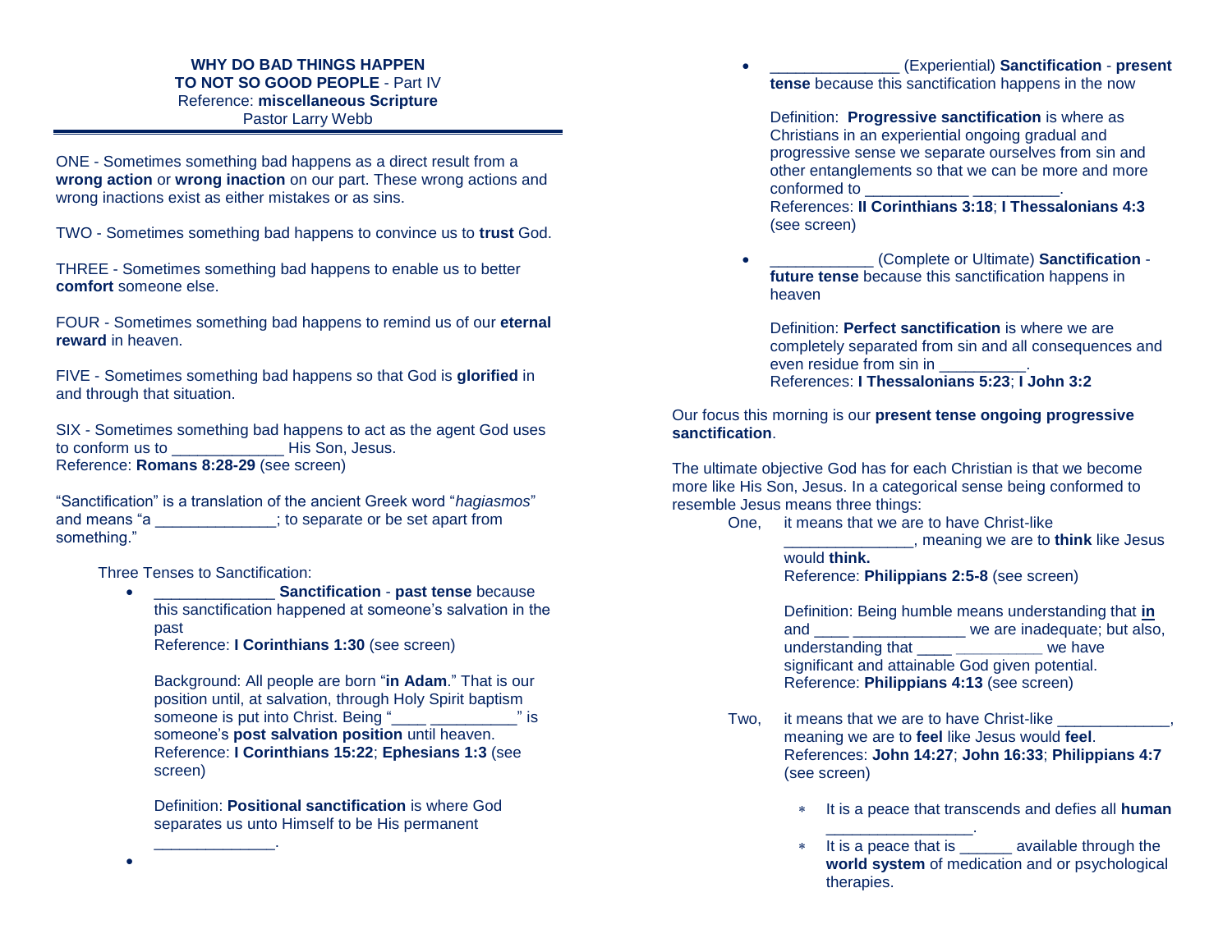**WHY DO BAD THINGS HAPPEN**
**TO NOT SO GOOD PEOPLE** - Part IV
Reference: **miscellaneous Scripture**
Pastor Larry Webb

---

ONE - Sometimes something bad happens as a direct result from a **wrong action** or **wrong inaction** on our part. These wrong actions and wrong inactions exist as either mistakes or as sins.

TWO - Sometimes something bad happens to convince us to **trust** God.

THREE - Sometimes something bad happens to enable us to better **comfort** someone else.

FOUR - Sometimes something bad happens to remind us of our **eternal reward** in heaven.

FIVE - Sometimes something bad happens so that God is **glorified** in and through that situation.

SIX - Sometimes something bad happens to act as the agent God uses to conform us to _____________ His Son, Jesus.
Reference: **Romans 8:28-29** (see screen)

"Sanctification" is a translation of the ancient Greek word "*hagiasmos*" and means "a ______________; to separate or be set apart from something."

Three Tenses to Sanctification:

- ______________ **Sanctification** - **past tense** because this sanctification happened at someone's salvation in the past
  Reference: **I Corinthians 1:30** (see screen)

  Background: All people are born "**in Adam**." That is our position until, at salvation, through Holy Spirit baptism someone is put into Christ. Being "____ __________" is someone's **post salvation position** until heaven.
  Reference: **I Corinthians 15:22**; **Ephesians 1:3** (see screen)

  Definition: **Positional sanctification** is where God separates us unto Himself to be His permanent ______________.

- _______________ (Experiential) **Sanctification** - **present tense** because this sanctification happens in the now

  Definition: **Progressive sanctification** is where as Christians in an experiential ongoing gradual and progressive sense we separate ourselves from sin and other entanglements so that we can be more and more conformed to ____________ __________.
  References: **II Corinthians 3:18**; **I Thessalonians 4:3** (see screen)

- ____________ (Complete or Ultimate) **Sanctification** - **future tense** because this sanctification happens in heaven

  Definition: **Perfect sanctification** is where we are completely separated from sin and all consequences and even residue from sin in __________.
  References: **I Thessalonians 5:23**; **I John 3:2**

Our focus this morning is our **present tense ongoing progressive sanctification**.

The ultimate objective God has for each Christian is that we become more like His Son, Jesus. In a categorical sense being conformed to resemble Jesus means three things:

One, it means that we are to have Christ-like _______________, meaning we are to **think** like Jesus would **think.**
Reference: **Philippians 2:5-8** (see screen)

Definition: Being humble means understanding that **in** and ____ _____________ we are inadequate; but also, understanding that ____ __________ we have significant and attainable God given potential.
Reference: **Philippians 4:13** (see screen)

Two, it means that we are to have Christ-like _____________, meaning we are to **feel** like Jesus would **feel**.
References: **John 14:27**; **John 16:33**; **Philippians 4:7** (see screen)

- It is a peace that transcends and defies all **human** _________________.
- It is a peace that is ______ available through the **world system** of medication and or psychological therapies.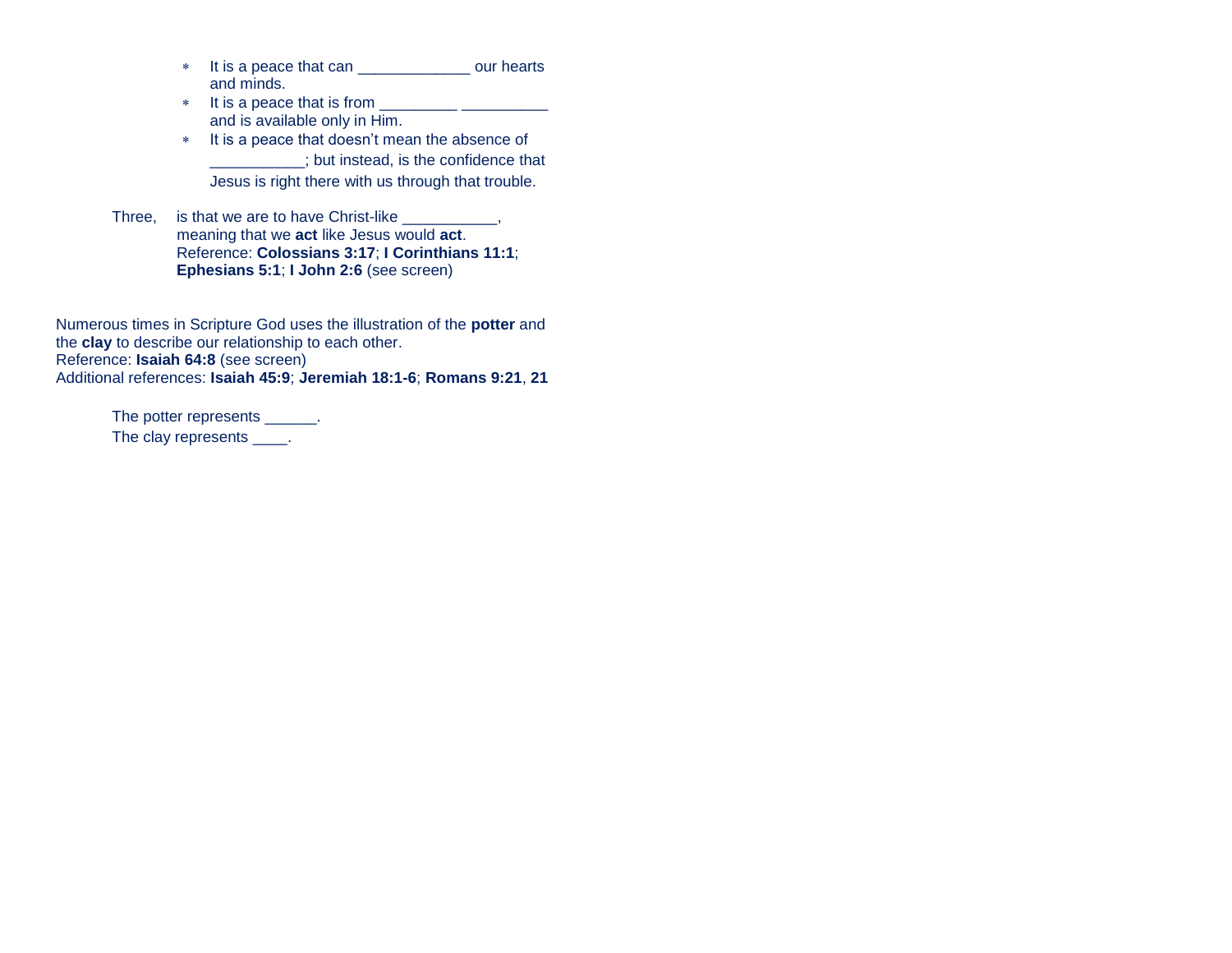* It is a peace that can _____________ our hearts and minds.
* It is a peace that is from _________ __________ and is available only in Him.
* It is a peace that doesn't mean the absence of ___________; but instead, is the confidence that Jesus is right there with us through that trouble.

Three, is that we are to have Christ-like ___________, meaning that we **act** like Jesus would **act**.
Reference: **Colossians 3:17**; **I Corinthians 11:1**; **Ephesians 5:1**; **I John 2:6** (see screen)

Numerous times in Scripture God uses the illustration of the **potter** and the **clay** to describe our relationship to each other.
Reference: **Isaiah 64:8** (see screen)
Additional references: **Isaiah 45:9**; **Jeremiah 18:1-6**; **Romans 9:21**, **21**

The potter represents ______.
The clay represents ____.